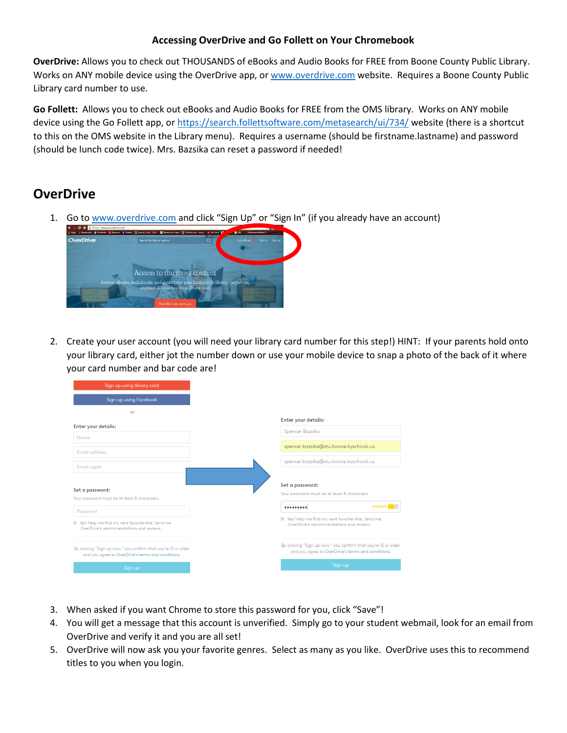**Accessing OverDrive and Go Follett on Your Chromebook**

**OverDrive:** Allows you to check out THOUSANDS of eBooks and Audio Books for FREE from Boone County Public Library. Works on ANY mobile device using the OverDrive app, or www.overdrive.com website. Requires a Boone County Public Library card number to use.

**Go Follett:** Allows you to check out eBooks and Audio Books for FREE from the OMS library. Works on ANY mobile device using the Go Follett app, or https://search.follettsoftware.com/metasearch/ui/734/ website (there is a shortcut to this on the OMS website in the Library menu). Requires a username (should be firstname.lastname) and password (should be lunch code twice). Mrs. Bazsika can reset a password if needed!

## OverDrive

1. Go to www.overdrive.com and click "Sign Up" or "Sign In" (if you already have an account)

2. Create your user account (you will need your library card number for this step!) HINT: If your parents hold onto your library card, either jot the number down or use your mobile device to snap a photo of the back of it where your card number and bar code are!

3. When asked if you want Chrome to store this password for you, click "Save"!
4. You will get a message that this account is unverified. Simply go to your student webmail, look for an email from OverDrive and verify it and you are all set!
5. OverDrive will now ask you your favorite genres. Select as many as you like. OverDrive uses this to recommend titles to you when you login.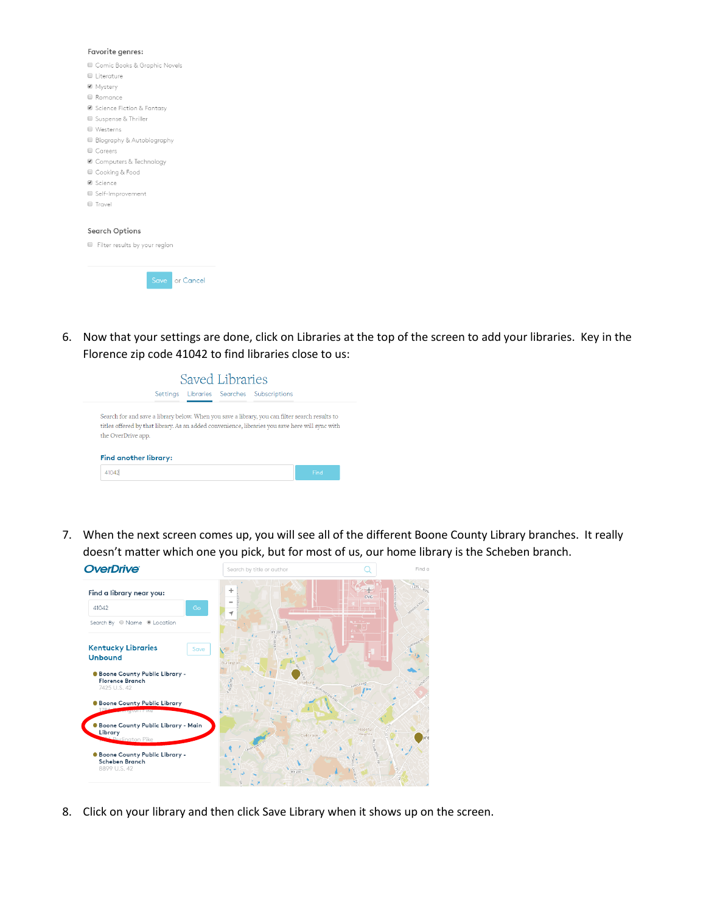Favorite genres:

- [ ] Comic Books & Graphic Novels
- [ ] Literature
- [x] Mystery
- [ ] Romance
- [x] Science Fiction & Fantasy
- [ ] Suspense & Thriller
- [ ] Westerns
- [ ] Biography & Autobiography
- [ ] Careers
- [x] Computers & Technology
- [ ] Cooking & Food
- [x] Science
- [ ] Self-Improvement
- [ ] Travel

Search Options

- [ ] Filter results by your region

Save or Cancel

6. Now that your settings are done, click on Libraries at the top of the screen to add your libraries. Key in the Florence zip code 41042 to find libraries close to us:

Saved Libraries

Settings Libraries Searches Subscriptions

Search for and save a library below. When you save a library, you can filter search results to titles offered by that library. As an added convenience, libraries you save here will sync with the OverDrive app.

Find another library:

41042 Find

7. When the next screen comes up, you will see all of the different Boone County Library branches. It really doesn't matter which one you pick, but for most of us, our home library is the Scheben branch.

OverDrive

Find a library near you:

41042 Go

Search By Name Location

Kentucky Libraries Unbound Save

- Boone County Public Library - Florence Branch, 7425 U.S. 42
- Boone County Public Library, 1786 Burlington Pike
- Boone County Public Library - Main Library, Burlington Pike
- Boone County Public Library - Scheben Branch, 8899 U.S. 42

8. Click on your library and then click Save Library when it shows up on the screen.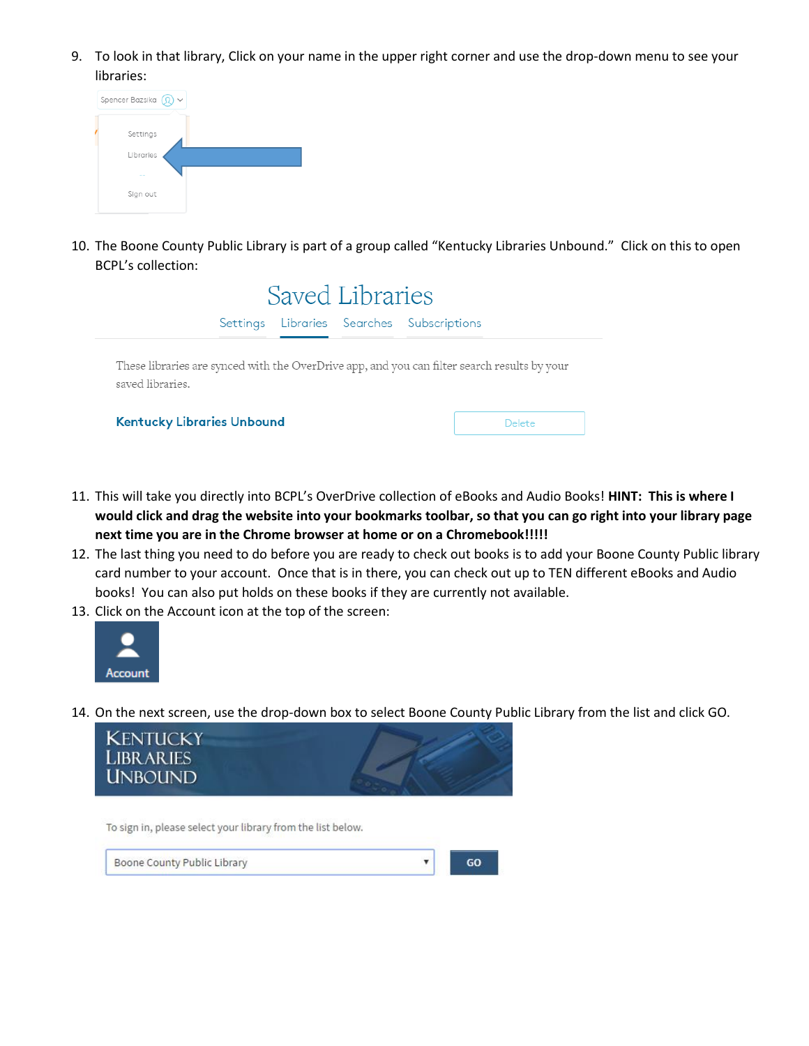9. To look in that library, Click on your name in the upper right corner and use the drop-down menu to see your libraries:

10. The Boone County Public Library is part of a group called "Kentucky Libraries Unbound." Click on this to open BCPL's collection:

11. This will take you directly into BCPL's OverDrive collection of eBooks and Audio Books! **HINT: This is where I would click and drag the website into your bookmarks toolbar, so that you can go right into your library page next time you are in the Chrome browser at home or on a Chromebook!!!!!**
12. The last thing you need to do before you are ready to check out books is to add your Boone County Public library card number to your account. Once that is in there, you can check out up to TEN different eBooks and Audio books! You can also put holds on these books if they are currently not available.
13. Click on the Account icon at the top of the screen:

14. On the next screen, use the drop-down box to select Boone County Public Library from the list and click GO.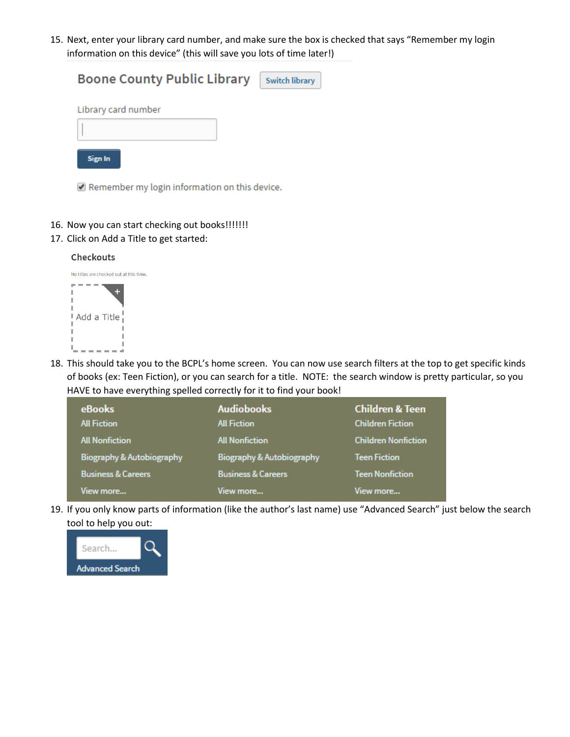15. Next, enter your library card number, and make sure the box is checked that says "Remember my login information on this device" (this will save you lots of time later!)

Boone County Public Library   Switch library

Library card number

Sign In

☑ Remember my login information on this device.

16. Now you can start checking out books!!!!!!!
17. Click on Add a Title to get started:

Checkouts

No titles are checked out at this time.

Add a Title

18. This should take you to the BCPL's home screen. You can now use search filters at the top to get specific kinds of books (ex: Teen Fiction), or you can search for a title. NOTE: the search window is pretty particular, so you HAVE to have everything spelled correctly for it to find your book!

| eBooks | Audiobooks | Children & Teen |
| --- | --- | --- |
| All Fiction | All Fiction | Children Fiction |
| All Nonfiction | All Nonfiction | Children Nonfiction |
| Biography & Autobiography | Biography & Autobiography | Teen Fiction |
| Business & Careers | Business & Careers | Teen Nonfiction |
| View more... | View more... | View more... |

19. If you only know parts of information (like the author's last name) use "Advanced Search" just below the search tool to help you out:

Search...

Advanced Search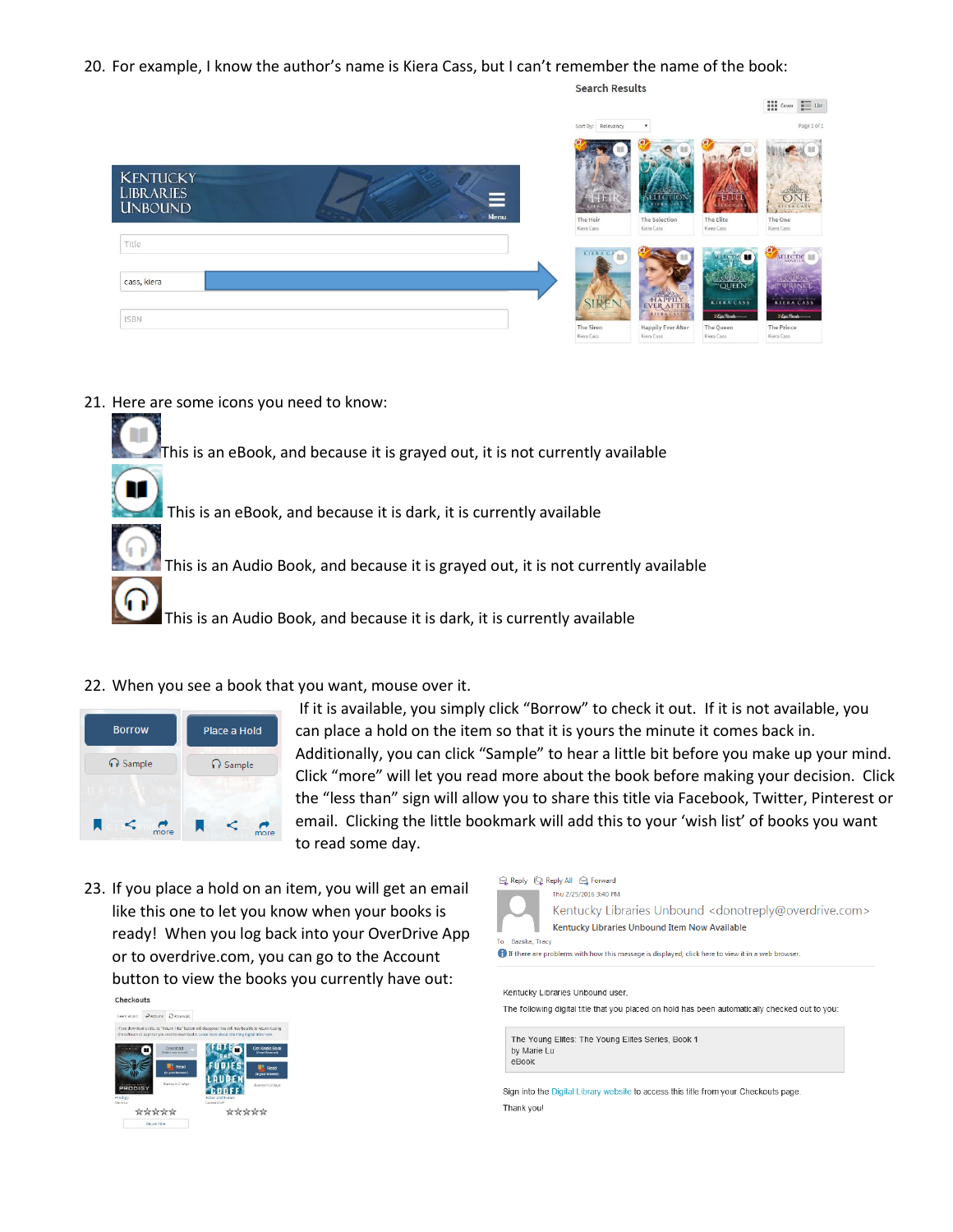20. For example, I know the author's name is Kiera Cass, but I can't remember the name of the book:

21. Here are some icons you need to know:

This is an eBook, and because it is grayed out, it is not currently available

This is an eBook, and because it is dark, it is currently available

This is an Audio Book, and because it is grayed out, it is not currently available

This is an Audio Book, and because it is dark, it is currently available

22. When you see a book that you want, mouse over it.

If it is available, you simply click "Borrow" to check it out. If it is not available, you can place a hold on the item so that it is yours the minute it comes back in. Additionally, you can click "Sample" to hear a little bit before you make up your mind. Click "more" will let you read more about the book before making your decision. Click the "less than" sign will allow you to share this title via Facebook, Twitter, Pinterest or email. Clicking the little bookmark will add this to your 'wish list' of books you want to read some day.

23. If you place a hold on an item, you will get an email like this one to let you know when your books is ready! When you log back into your OverDrive App or to overdrive.com, you can go to the Account button to view the books you currently have out: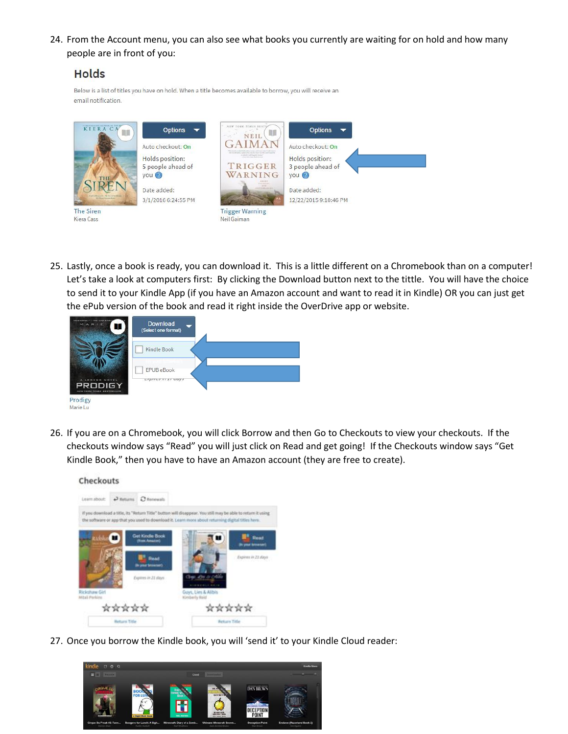24. From the Account menu, you can also see what books you currently are waiting for on hold and how many people are in front of you:

## Holds

Below is a list of titles you have on hold. When a title becomes available to borrow, you will receive an email notification.

Options

Auto checkout: On

Holds position:
5 people ahead of you

Date added:
3/1/2016 6:24:55 PM

The Siren
Kiera Cass

Options

Auto checkout: On

Holds position:
3 people ahead of you

Date added:
12/22/2015 9:10:46 PM

Trigger Warning
Neil Gaiman

25. Lastly, once a book is ready, you can download it. This is a little different on a Chromebook than on a computer! Let's take a look at computers first: By clicking the Download button next to the tittle. You will have the choice to send it to your Kindle App (if you have an Amazon account and want to read it in Kindle) OR you can just get the ePub version of the book and read it right inside the OverDrive app or website.

Download
(Select one format)

Kindle Book

EPUB eBook

Prodigy
Marie Lu

26. If you are on a Chromebook, you will click Borrow and then Go to Checkouts to view your checkouts. If the checkouts window says "Read" you will just click on Read and get going! If the Checkouts window says "Get Kindle Book," then you have to have an Amazon account (they are free to create).

## Checkouts

Learn about: Returns Renewals

If you download a title, its "Return Title" button will disappear. You still may be able to return it using the software or app that you used to download it. Learn more about returning digital titles here.

Get Kindle Book (from Amazon)

Read (in your browser)

Expires in 21 days

Rickshaw Girl
Mitali Perkins

Return Title

Read (in your browser)

Expires in 21 days

Guys, Lies & Alibis
Kimberly Reid

Return Title

27. Once you borrow the Kindle book, you will 'send it' to your Kindle Cloud reader: